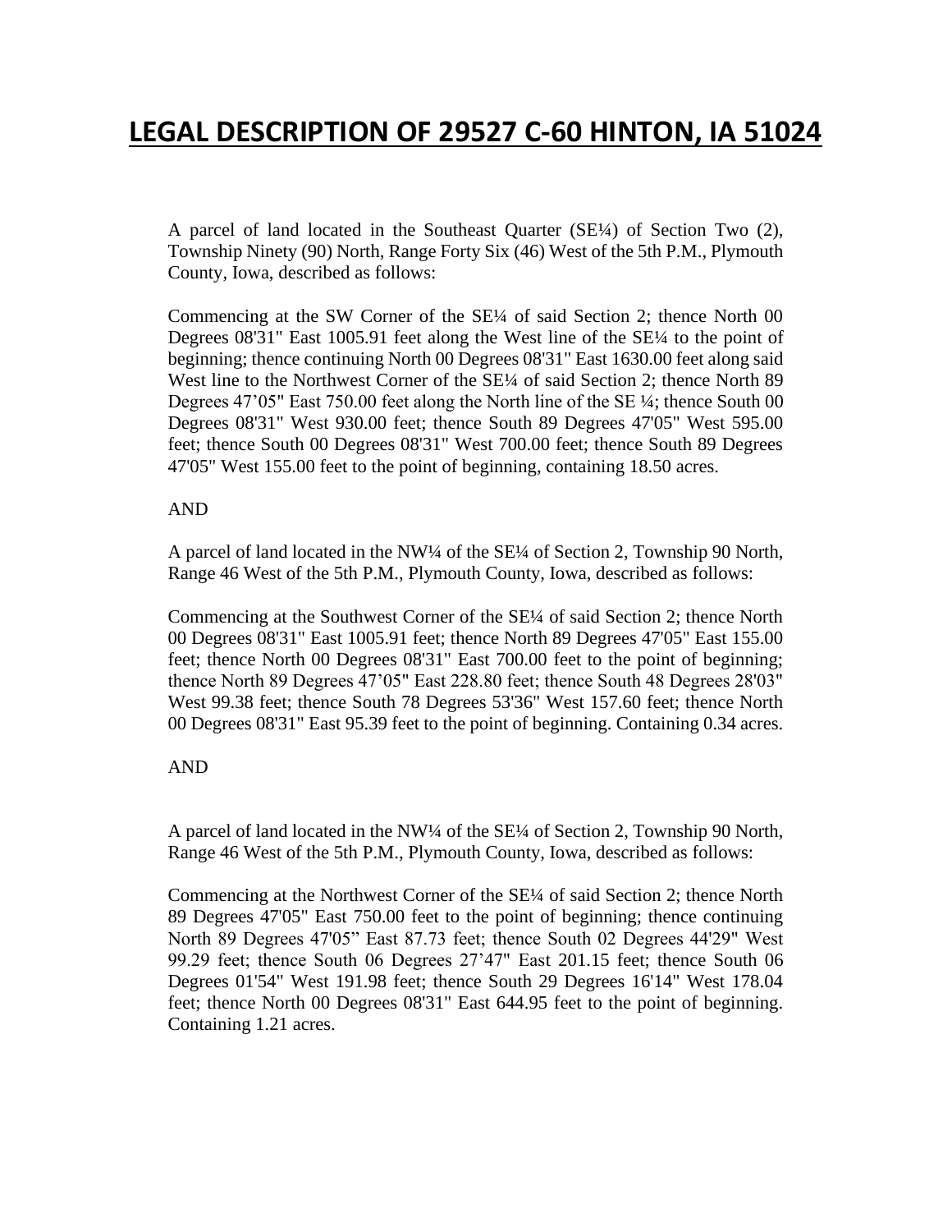# LEGAL DESCRIPTION OF 29527 C-60 HINTON, IA 51024

A parcel of land located in the Southeast Quarter (SE¼) of Section Two (2), Township Ninety (90) North, Range Forty Six (46) West of the 5th P.M., Plymouth County, Iowa, described as follows:

Commencing at the SW Corner of the SE¼ of said Section 2; thence North 00 Degrees 08'31" East 1005.91 feet along the West line of the SE¼ to the point of beginning; thence continuing North 00 Degrees 08'31" East 1630.00 feet along said West line to the Northwest Corner of the SE¼ of said Section 2; thence North 89 Degrees 47’05" East 750.00 feet along the North line of the SE ¼; thence South 00 Degrees 08'31" West 930.00 feet; thence South 89 Degrees 47'05" West 595.00 feet; thence South 00 Degrees 08'31" West 700.00 feet; thence South 89 Degrees 47'05" West 155.00 feet to the point of beginning, containing 18.50 acres.

AND

A parcel of land located in the NW¼ of the SE¼ of Section 2, Township 90 North, Range 46 West of the 5th P.M., Plymouth County, Iowa, described as follows:

Commencing at the Southwest Corner of the SE¼ of said Section 2; thence North 00 Degrees 08'31" East 1005.91 feet; thence North 89 Degrees 47'05" East 155.00 feet; thence North 00 Degrees 08'31" East 700.00 feet to the point of beginning; thence North 89 Degrees 47’05" East 228.80 feet; thence South 48 Degrees 28'03" West 99.38 feet; thence South 78 Degrees 53'36" West 157.60 feet; thence North 00 Degrees 08'31" East 95.39 feet to the point of beginning. Containing 0.34 acres.

AND

A parcel of land located in the NW¼ of the SE¼ of Section 2, Township 90 North, Range 46 West of the 5th P.M., Plymouth County, Iowa, described as follows:

Commencing at the Northwest Corner of the SE¼ of said Section 2; thence North 89 Degrees 47'05" East 750.00 feet to the point of beginning; thence continuing North 89 Degrees 47'05” East 87.73 feet; thence South 02 Degrees 44'29" West 99.29 feet; thence South 06 Degrees 27’47" East 201.15 feet; thence South 06 Degrees 01'54" West 191.98 feet; thence South 29 Degrees 16'14" West 178.04 feet; thence North 00 Degrees 08'31" East 644.95 feet to the point of beginning. Containing 1.21 acres.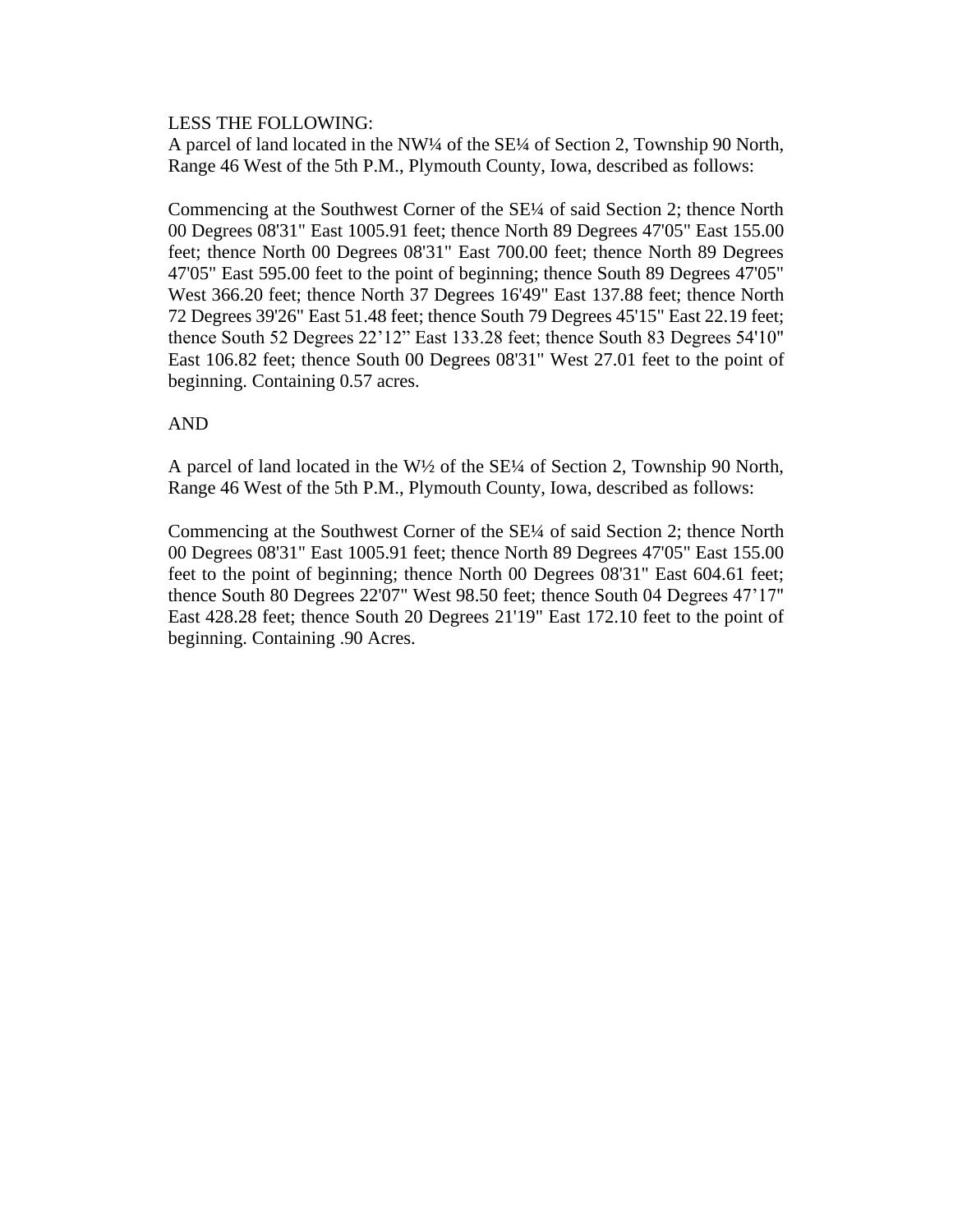LESS THE FOLLOWING:

A parcel of land located in the NW¼ of the SE¼ of Section 2, Township 90 North, Range 46 West of the 5th P.M., Plymouth County, Iowa, described as follows:

Commencing at the Southwest Corner of the SE¼ of said Section 2; thence North 00 Degrees 08'31" East 1005.91 feet; thence North 89 Degrees 47'05" East 155.00 feet; thence North 00 Degrees 08'31" East 700.00 feet; thence North 89 Degrees 47'05" East 595.00 feet to the point of beginning; thence South 89 Degrees 47'05" West 366.20 feet; thence North 37 Degrees 16'49" East 137.88 feet; thence North 72 Degrees 39'26" East 51.48 feet; thence South 79 Degrees 45'15" East 22.19 feet; thence South 52 Degrees 22’12” East 133.28 feet; thence South 83 Degrees 54'10" East 106.82 feet; thence South 00 Degrees 08'31" West 27.01 feet to the point of beginning. Containing 0.57 acres.

AND

A parcel of land located in the W½ of the SE¼ of Section 2, Township 90 North, Range 46 West of the 5th P.M., Plymouth County, Iowa, described as follows:

Commencing at the Southwest Corner of the SE¼ of said Section 2; thence North 00 Degrees 08'31" East 1005.91 feet; thence North 89 Degrees 47'05" East 155.00 feet to the point of beginning; thence North 00 Degrees 08'31" East 604.61 feet; thence South 80 Degrees 22'07" West 98.50 feet; thence South 04 Degrees 47’17" East 428.28 feet; thence South 20 Degrees 21'19" East 172.10 feet to the point of beginning. Containing .90 Acres.